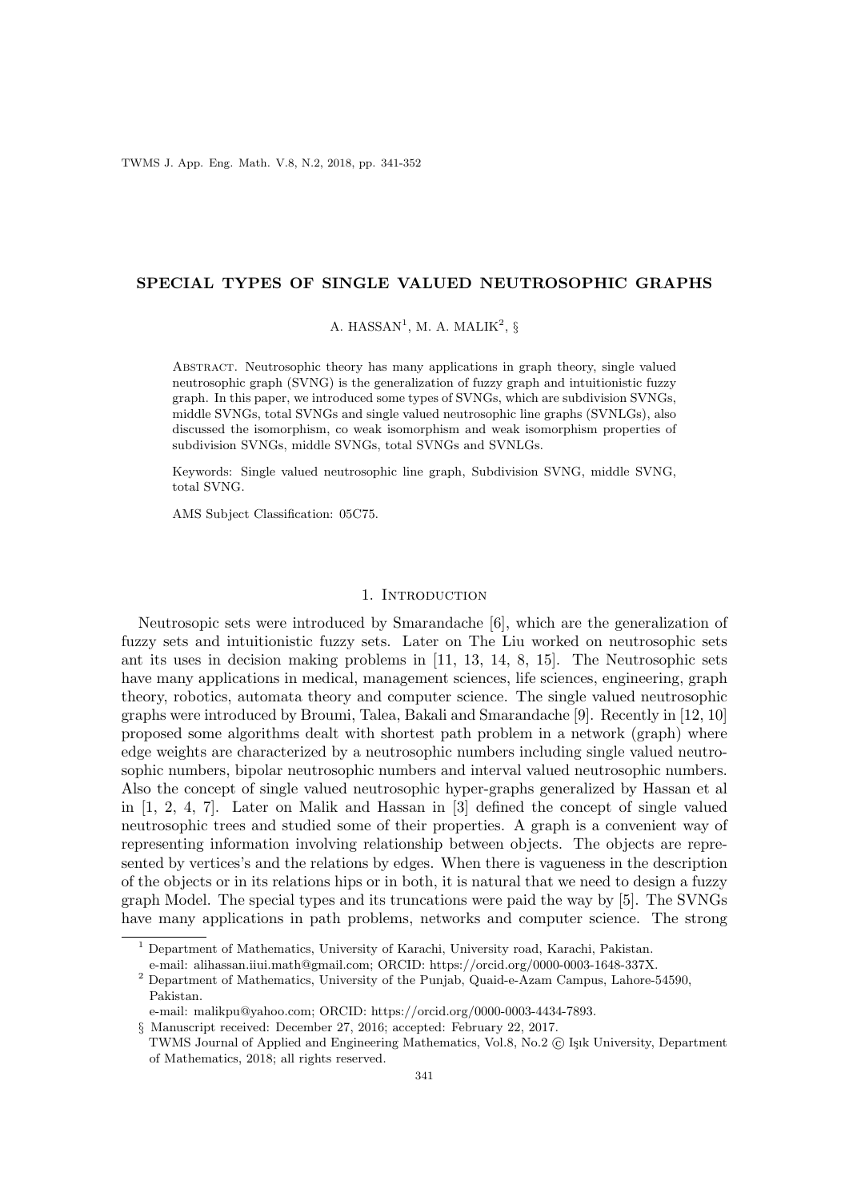# SPECIAL TYPES OF SINGLE VALUED NEUTROSOPHIC GRAPHS

A. HASSAN[1], M. A. MALIK[2], §

Abstract. Neutrosophic theory has many applications in graph theory, single valued neutrosophic graph (SVNG) is the generalization of fuzzy graph and intuitionistic fuzzy graph. In this paper, we introduced some types of SVNGs, which are subdivision SVNGs, middle SVNGs, total SVNGs and single valued neutrosophic line graphs (SVNLGs), also discussed the isomorphism, co weak isomorphism and weak isomorphism properties of subdivision SVNGs, middle SVNGs, total SVNGs and SVNLGs.

Keywords: Single valued neutrosophic line graph, Subdivision SVNG, middle SVNG, total SVNG.

AMS Subject Classification: 05C75.

## 1. Introduction

Neutrosopic sets were introduced by Smarandache [6], which are the generalization of fuzzy sets and intuitionistic fuzzy sets. Later on The Liu worked on neutrosophic sets ant its uses in decision making problems in [11, 13, 14, 8, 15]. The Neutrosophic sets have many applications in medical, management sciences, life sciences, engineering, graph theory, robotics, automata theory and computer science. The single valued neutrosophic graphs were introduced by Broumi, Talea, Bakali and Smarandache [9]. Recently in [12, 10] proposed some algorithms dealt with shortest path problem in a network (graph) where edge weights are characterized by a neutrosophic numbers including single valued neutrosophic numbers, bipolar neutrosophic numbers and interval valued neutrosophic numbers. Also the concept of single valued neutrosophic hyper-graphs generalized by Hassan et al in [1, 2, 4, 7]. Later on Malik and Hassan in [3] defined the concept of single valued neutrosophic trees and studied some of their properties. A graph is a convenient way of representing information involving relationship between objects. The objects are represented by vertices's and the relations by edges. When there is vagueness in the description of the objects or in its relations hips or in both, it is natural that we need to design a fuzzy graph Model. The special types and its truncations were paid the way by [5]. The SVNGs have many applications in path problems, networks and computer science. The strong

---

[1] Department of Mathematics, University of Karachi, University road, Karachi, Pakistan.
e-mail: alihassan.iiui.math@gmail.com; ORCID: https://orcid.org/0000-0003-1648-337X.

[2] Department of Mathematics, University of the Punjab, Quaid-e-Azam Campus, Lahore-54590, Pakistan.
e-mail: malikpu@yahoo.com; ORCID: https://orcid.org/0000-0003-4434-7893.

§ Manuscript received: December 27, 2016; accepted: February 22, 2017.
TWMS Journal of Applied and Engineering Mathematics, Vol.8, No.2 © Işık University, Department of Mathematics, 2018; all rights reserved.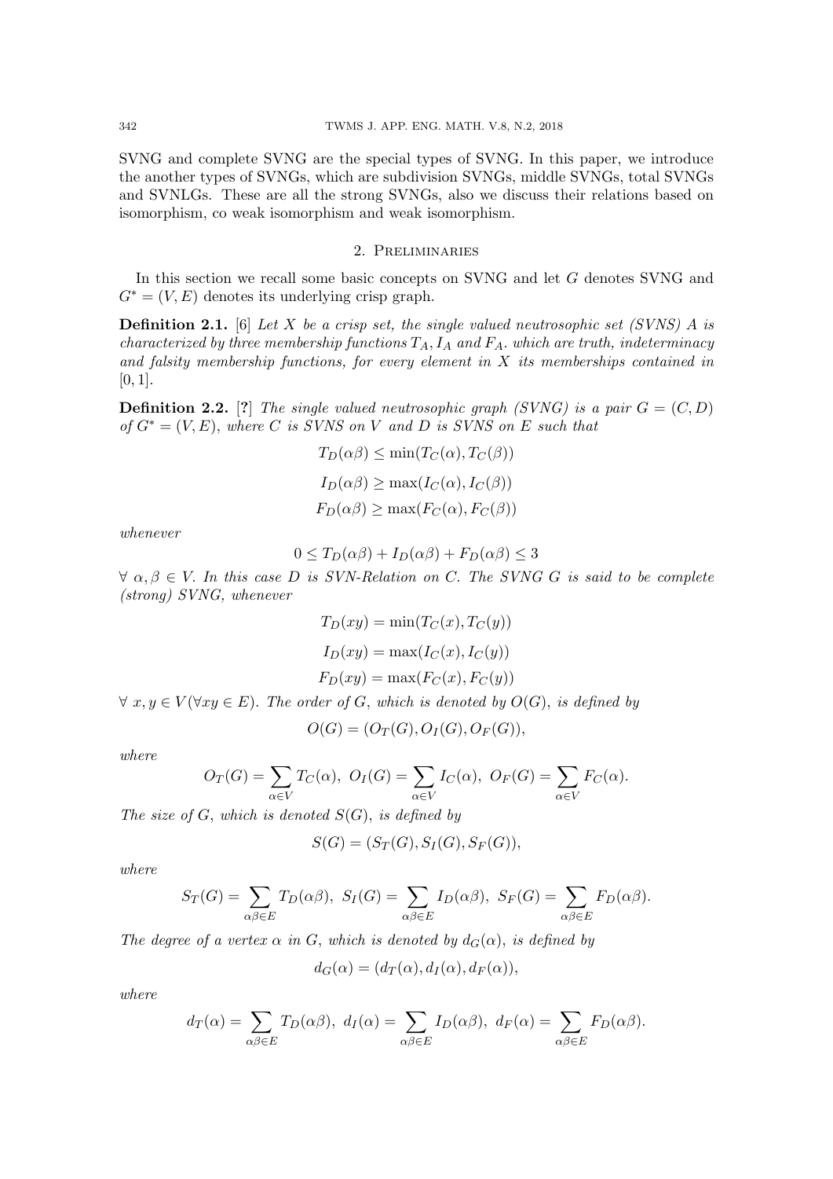SVNG and complete SVNG are the special types of SVNG. In this paper, we introduce the another types of SVNGs, which are subdivision SVNGs, middle SVNGs, total SVNGs and SVNLGs. These are all the strong SVNGs, also we discuss their relations based on isomorphism, co weak isomorphism and weak isomorphism.

## 2. Preliminaries

In this section we recall some basic concepts on SVNG and let $G$ denotes SVNG and $G^* = (V, E)$ denotes its underlying crisp graph.

**Definition 2.1.** [6] *Let $X$ be a crisp set, the single valued neutrosophic set (SVNS) $A$ is characterized by three membership functions $T_A$, $I_A$ and $F_A$. which are truth, indeterminacy and falsity membership functions, for every element in $X$ its memberships contained in $[0, 1]$.*

**Definition 2.2.** [?] *The single valued neutrosophic graph (SVNG) is a pair $G = (C, D)$ of $G^* = (V, E)$, where $C$ is SVNS on $V$ and $D$ is SVNS on $E$ such that*

$$T_D(\alpha\beta) \leq \min(T_C(\alpha), T_C(\beta))$$

$$I_D(\alpha\beta) \geq \max(I_C(\alpha), I_C(\beta))$$

$$F_D(\alpha\beta) \geq \max(F_C(\alpha), F_C(\beta))$$

*whenever*

$$0 \leq T_D(\alpha\beta) + I_D(\alpha\beta) + F_D(\alpha\beta) \leq 3$$

*$\forall\ \alpha, \beta \in V$. In this case $D$ is SVN-Relation on $C$. The SVNG $G$ is said to be complete (strong) SVNG, whenever*

$$T_D(xy) = \min(T_C(x), T_C(y))$$

$$I_D(xy) = \max(I_C(x), I_C(y))$$

$$F_D(xy) = \max(F_C(x), F_C(y))$$

*$\forall\ x, y \in V (\forall xy \in E)$. The order of $G$, which is denoted by $O(G)$, is defined by*

$$O(G) = (O_T(G), O_I(G), O_F(G)),$$

*where*

$$O_T(G) = \sum_{\alpha \in V} T_C(\alpha),\ O_I(G) = \sum_{\alpha \in V} I_C(\alpha),\ O_F(G) = \sum_{\alpha \in V} F_C(\alpha).$$

*The size of $G$, which is denoted $S(G)$, is defined by*

$$S(G) = (S_T(G), S_I(G), S_F(G)),$$

*where*

$$S_T(G) = \sum_{\alpha\beta \in E} T_D(\alpha\beta),\ S_I(G) = \sum_{\alpha\beta \in E} I_D(\alpha\beta),\ S_F(G) = \sum_{\alpha\beta \in E} F_D(\alpha\beta).$$

*The degree of a vertex $\alpha$ in $G$, which is denoted by $d_G(\alpha)$, is defined by*

$$d_G(\alpha) = (d_T(\alpha), d_I(\alpha), d_F(\alpha)),$$

*where*

$$d_T(\alpha) = \sum_{\alpha\beta \in E} T_D(\alpha\beta),\ d_I(\alpha) = \sum_{\alpha\beta \in E} I_D(\alpha\beta),\ d_F(\alpha) = \sum_{\alpha\beta \in E} F_D(\alpha\beta).$$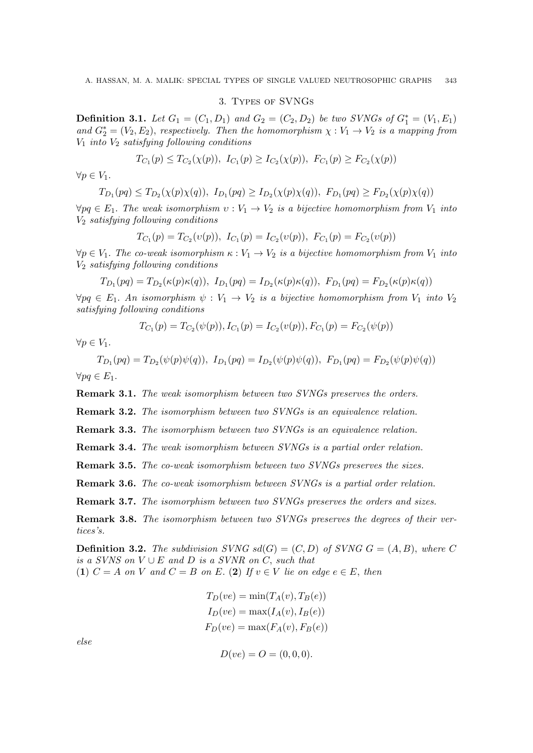## 3. Types of SVNGs

**Definition 3.1.** *Let $G_1 = (C_1, D_1)$ and $G_2 = (C_2, D_2)$ be two SVNGs of $G_1^* = (V_1, E_1)$ and $G_2^* = (V_2, E_2)$, respectively. Then the homomorphism $\chi : V_1 \to V_2$ is a mapping from $V_1$ into $V_2$ satisfying following conditions*

$$T_{C_1}(p) \leq T_{C_2}(\chi(p)),\ I_{C_1}(p) \geq I_{C_2}(\chi(p)),\ F_{C_1}(p) \geq F_{C_2}(\chi(p))$$

$\forall p \in V_1$.

$$T_{D_1}(pq) \leq T_{D_2}(\chi(p)\chi(q)),\ I_{D_1}(pq) \geq I_{D_2}(\chi(p)\chi(q)),\ F_{D_1}(pq) \geq F_{D_2}(\chi(p)\chi(q))$$

$\forall pq \in E_1$. *The weak isomorphism $\upsilon : V_1 \to V_2$ is a bijective homomorphism from $V_1$ into $V_2$ satisfying following conditions*

$$T_{C_1}(p) = T_{C_2}(\upsilon(p)),\ I_{C_1}(p) = I_{C_2}(\upsilon(p)),\ F_{C_1}(p) = F_{C_2}(\upsilon(p))$$

$\forall p \in V_1$. *The co-weak isomorphism $\kappa : V_1 \to V_2$ is a bijective homomorphism from $V_1$ into $V_2$ satisfying following conditions*

$$T_{D_1}(pq) = T_{D_2}(\kappa(p)\kappa(q)),\ I_{D_1}(pq) = I_{D_2}(\kappa(p)\kappa(q)),\ F_{D_1}(pq) = F_{D_2}(\kappa(p)\kappa(q))$$

$\forall pq \in E_1$. *An isomorphism $\psi : V_1 \to V_2$ is a bijective homomorphism from $V_1$ into $V_2$ satisfying following conditions*

$$T_{C_1}(p) = T_{C_2}(\psi(p)), I_{C_1}(p) = I_{C_2}(\upsilon(p)), F_{C_1}(p) = F_{C_2}(\psi(p))$$

$\forall p \in V_1$.

$$T_{D_1}(pq) = T_{D_2}(\psi(p)\psi(q)),\ I_{D_1}(pq) = I_{D_2}(\psi(p)\psi(q)),\ F_{D_1}(pq) = F_{D_2}(\psi(p)\psi(q))$$

$\forall pq \in E_1$.

**Remark 3.1.** *The weak isomorphism between two SVNGs preserves the orders.*

**Remark 3.2.** *The isomorphism between two SVNGs is an equivalence relation.*

**Remark 3.3.** *The isomorphism between two SVNGs is an equivalence relation.*

**Remark 3.4.** *The weak isomorphism between SVNGs is a partial order relation.*

**Remark 3.5.** *The co-weak isomorphism between two SVNGs preserves the sizes.*

**Remark 3.6.** *The co-weak isomorphism between SVNGs is a partial order relation.*

**Remark 3.7.** *The isomorphism between two SVNGs preserves the orders and sizes.*

**Remark 3.8.** *The isomorphism between two SVNGs preserves the degrees of their vertices's.*

**Definition 3.2.** *The subdivision SVNG $sd(G) = (C, D)$ of SVNG $G = (A, B)$, where $C$ is a SVNS on $V \cup E$ and $D$ is a SVNR on $C$, such that*
**(1)** $C = A$ *on* $V$ *and* $C = B$ *on* $E$. **(2)** *If $v \in V$ lie on edge $e \in E$, then*

$$T_D(ve) = \min(T_A(v), T_B(e))$$
$$I_D(ve) = \max(I_A(v), I_B(e))$$
$$F_D(ve) = \max(F_A(v), F_B(e))$$

*else*

$$D(ve) = O = (0, 0, 0).$$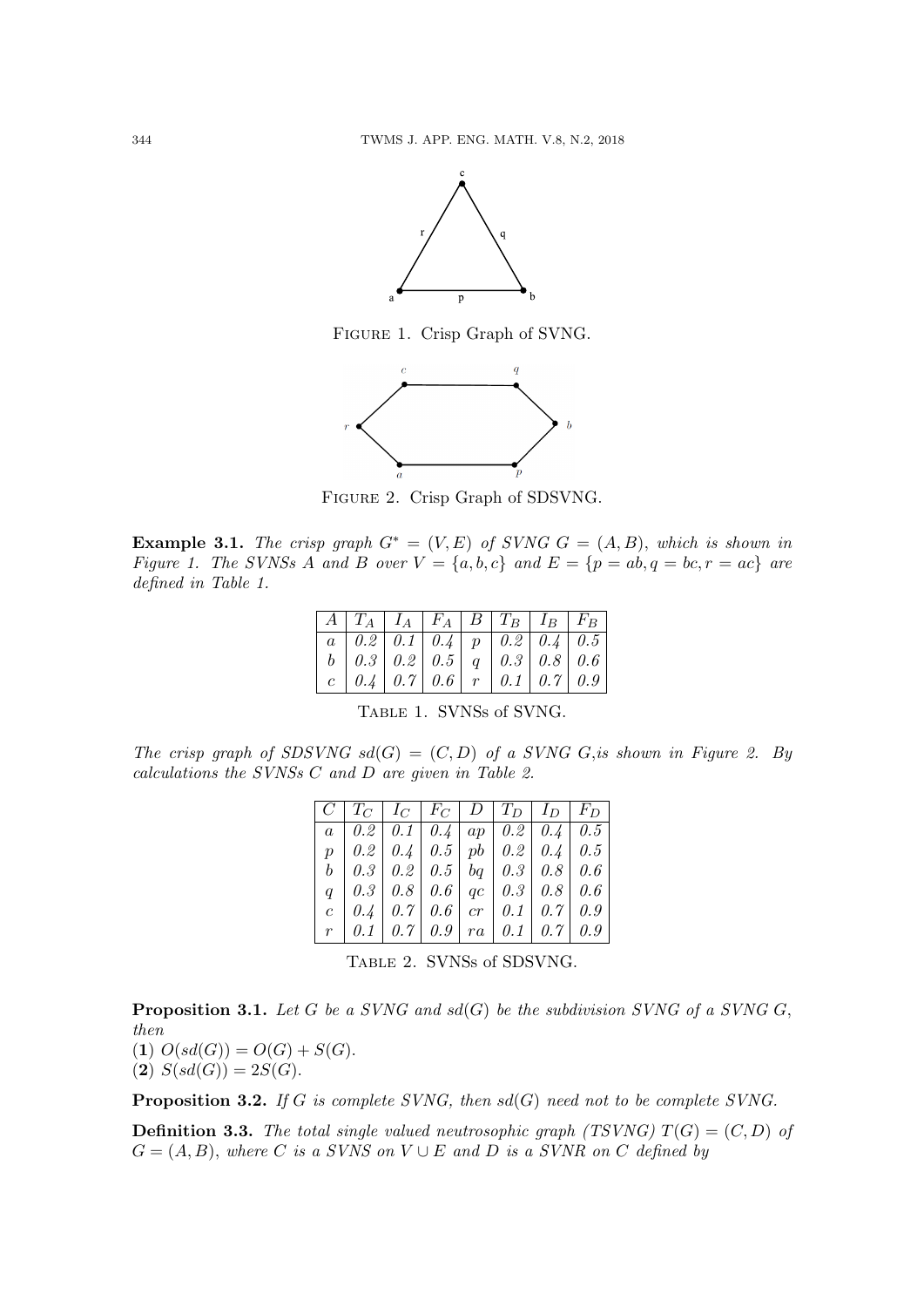FIGURE 1. Crisp Graph of SVNG.

FIGURE 2. Crisp Graph of SDSVNG.

**Example 3.1.** *The crisp graph $G^* = (V, E)$ of SVNG $G = (A, B)$, which is shown in Figure 1. The SVNSs $A$ and $B$ over $V = \{a, b, c\}$ and $E = \{p = ab, q = bc, r = ac\}$ are defined in Table 1.*

| $A$ | $T_A$ | $I_A$ | $F_A$ | $B$ | $T_B$ | $I_B$ | $F_B$ |
|---|---|---|---|---|---|---|---|
| $a$ | 0.2 | 0.1 | 0.4 | $p$ | 0.2 | 0.4 | 0.5 |
| $b$ | 0.3 | 0.2 | 0.5 | $q$ | 0.3 | 0.8 | 0.6 |
| $c$ | 0.4 | 0.7 | 0.6 | $r$ | 0.1 | 0.7 | 0.9 |

TABLE 1. SVNSs of SVNG.

*The crisp graph of SDSVNG $sd(G) = (C, D)$ of a SVNG $G$,is shown in Figure 2. By calculations the SVNSs $C$ and $D$ are given in Table 2.*

| $C$ | $T_C$ | $I_C$ | $F_C$ | $D$ | $T_D$ | $I_D$ | $F_D$ |
|---|---|---|---|---|---|---|---|
| $a$ | 0.2 | 0.1 | 0.4 | $ap$ | 0.2 | 0.4 | 0.5 |
| $p$ | 0.2 | 0.4 | 0.5 | $pb$ | 0.2 | 0.4 | 0.5 |
| $b$ | 0.3 | 0.2 | 0.5 | $bq$ | 0.3 | 0.8 | 0.6 |
| $q$ | 0.3 | 0.8 | 0.6 | $qc$ | 0.3 | 0.8 | 0.6 |
| $c$ | 0.4 | 0.7 | 0.6 | $cr$ | 0.1 | 0.7 | 0.9 |
| $r$ | 0.1 | 0.7 | 0.9 | $ra$ | 0.1 | 0.7 | 0.9 |

TABLE 2. SVNSs of SDSVNG.

**Proposition 3.1.** *Let $G$ be a SVNG and $sd(G)$ be the subdivision SVNG of a SVNG $G$, then*
(**1**) $O(sd(G)) = O(G) + S(G)$.
(**2**) $S(sd(G)) = 2S(G)$.

**Proposition 3.2.** *If $G$ is complete SVNG, then $sd(G)$ need not to be complete SVNG.*

**Definition 3.3.** *The total single valued neutrosophic graph (TSVNG) $T(G) = (C, D)$ of $G = (A, B)$, where $C$ is a SVNS on $V \cup E$ and $D$ is a SVNR on $C$ defined by*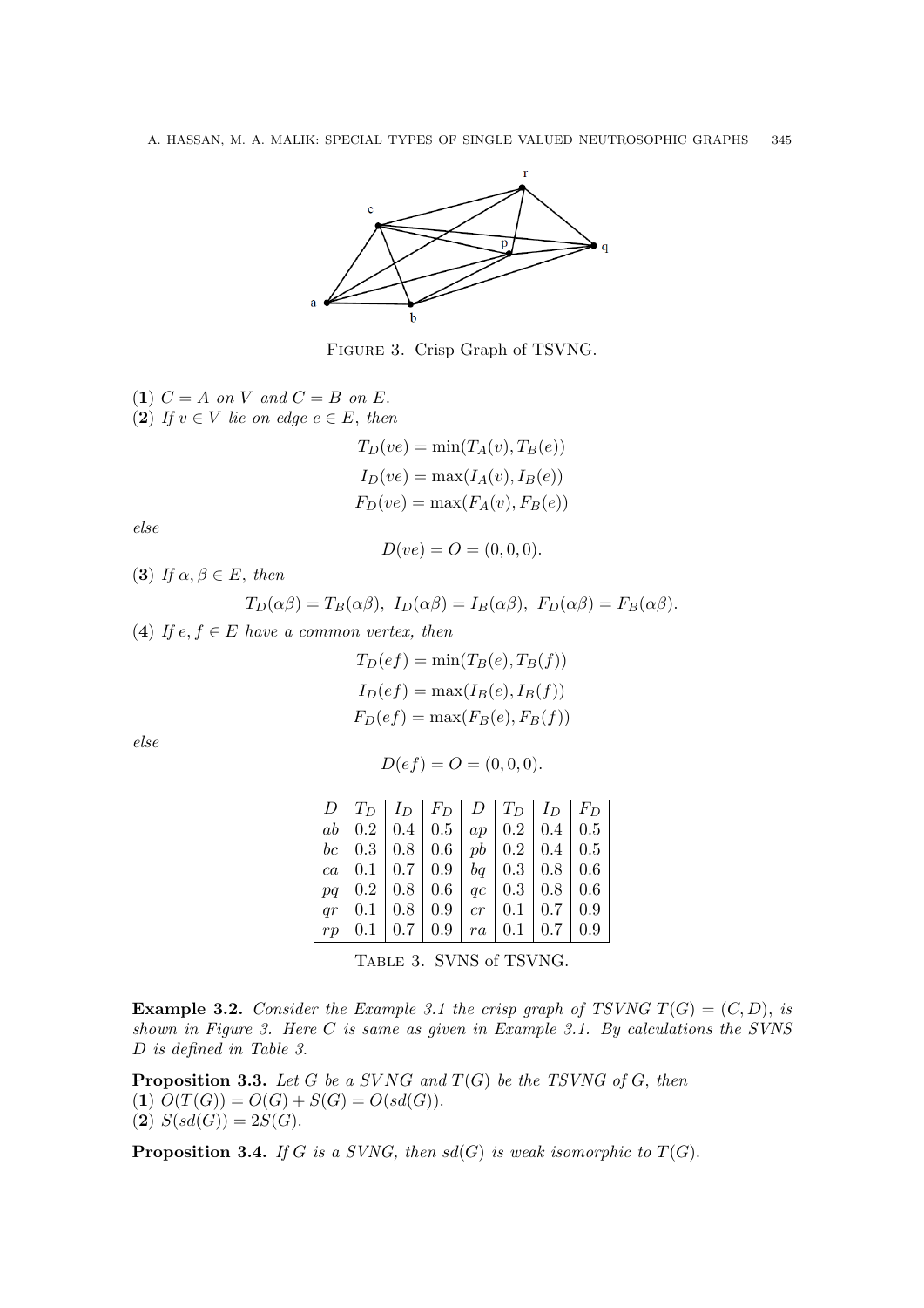FIGURE 3. Crisp Graph of TSVNG.

(**1**) *$C = A$ on $V$ and $C = B$ on $E$.*

(**2**) *If $v \in V$ lie on edge $e \in E$, then*

$$T_D(ve) = \min(T_A(v), T_B(e))$$

$$I_D(ve) = \max(I_A(v), I_B(e))$$

$$F_D(ve) = \max(F_A(v), F_B(e))$$

*else*

$$D(ve) = O = (0, 0, 0).$$

(**3**) *If $\alpha, \beta \in E$, then*

$$T_D(\alpha\beta) = T_B(\alpha\beta),\ I_D(\alpha\beta) = I_B(\alpha\beta),\ F_D(\alpha\beta) = F_B(\alpha\beta).$$

(**4**) *If $e, f \in E$ have a common vertex, then*

$$T_D(ef) = \min(T_B(e), T_B(f))$$

$$I_D(ef) = \max(I_B(e), I_B(f))$$

$$F_D(ef) = \max(F_B(e), F_B(f))$$

*else*

$$D(ef) = O = (0, 0, 0).$$

| $D$ | $T_D$ | $I_D$ | $F_D$ | $D$ | $T_D$ | $I_D$ | $F_D$ |
|---|---|---|---|---|---|---|---|
| $ab$ | 0.2 | 0.4 | 0.5 | $ap$ | 0.2 | 0.4 | 0.5 |
| $bc$ | 0.3 | 0.8 | 0.6 | $pb$ | 0.2 | 0.4 | 0.5 |
| $ca$ | 0.1 | 0.7 | 0.9 | $bq$ | 0.3 | 0.8 | 0.6 |
| $pq$ | 0.2 | 0.8 | 0.6 | $qc$ | 0.3 | 0.8 | 0.6 |
| $qr$ | 0.1 | 0.8 | 0.9 | $cr$ | 0.1 | 0.7 | 0.9 |
| $rp$ | 0.1 | 0.7 | 0.9 | $ra$ | 0.1 | 0.7 | 0.9 |

TABLE 3. SVNS of TSVNG.

**Example 3.2.** *Consider the Example 3.1 the crisp graph of TSVNG $T(G) = (C, D)$, is shown in Figure 3. Here $C$ is same as given in Example 3.1. By calculations the SVNS $D$ is defined in Table 3.*

**Proposition 3.3.** *Let $G$ be a $SVNG$ and $T(G)$ be the TSVNG of $G$, then*
(**1**) $O(T(G)) = O(G) + S(G) = O(sd(G))$.
(**2**) $S(sd(G)) = 2S(G)$.

**Proposition 3.4.** *If $G$ is a SVNG, then $sd(G)$ is weak isomorphic to $T(G)$.*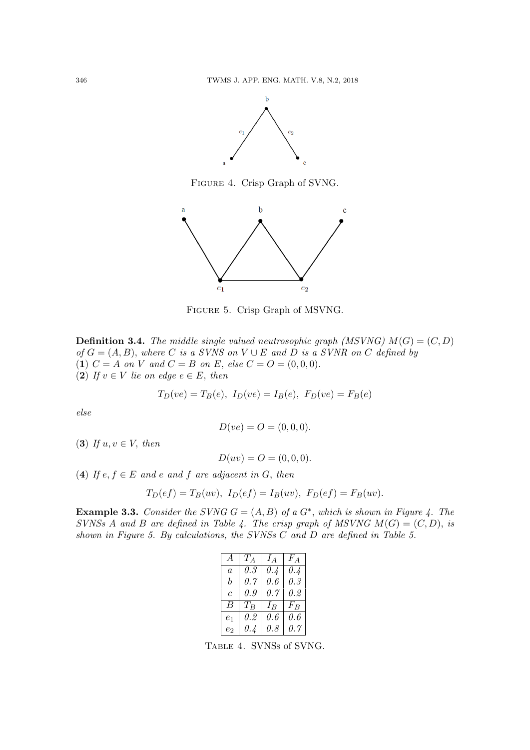FIGURE 4. Crisp Graph of SVNG.

FIGURE 5. Crisp Graph of MSVNG.

**Definition 3.4.** *The middle single valued neutrosophic graph (MSVNG) $M(G) = (C, D)$ of $G = (A, B)$, where $C$ is a SVNS on $V \cup E$ and $D$ is a SVNR on $C$ defined by*
**(1)** *$C = A$ on $V$ and $C = B$ on $E$, else $C = O = (0, 0, 0)$.*
**(2)** *If $v \in V$ lie on edge $e \in E$, then*

$$T_D(ve) = T_B(e),\ I_D(ve) = I_B(e),\ F_D(ve) = F_B(e)$$

*else*

$$D(ve) = O = (0, 0, 0).$$

**(3)** *If $u, v \in V$, then*

$$D(uv) = O = (0, 0, 0).$$

**(4)** *If $e, f \in E$ and $e$ and $f$ are adjacent in $G$, then*

$$T_D(ef) = T_B(uv),\ I_D(ef) = I_B(uv),\ F_D(ef) = F_B(uv).$$

**Example 3.3.** *Consider the SVNG $G = (A, B)$ of a $G^*$, which is shown in Figure 4. The SVNSs $A$ and $B$ are defined in Table 4. The crisp graph of MSVNG $M(G) = (C, D)$, is shown in Figure 5. By calculations, the SVNSs $C$ and $D$ are defined in Table 5.*

| $A$ | $T_A$ | $I_A$ | $F_A$ |
|---|---|---|---|
| $a$ | 0.3 | 0.4 | 0.4 |
| $b$ | 0.7 | 0.6 | 0.3 |
| $c$ | 0.9 | 0.7 | 0.2 |
| $B$ | $T_B$ | $I_B$ | $F_B$ |
| $e_1$ | 0.2 | 0.6 | 0.6 |
| $e_2$ | 0.4 | 0.8 | 0.7 |

TABLE 4. SVNSs of SVNG.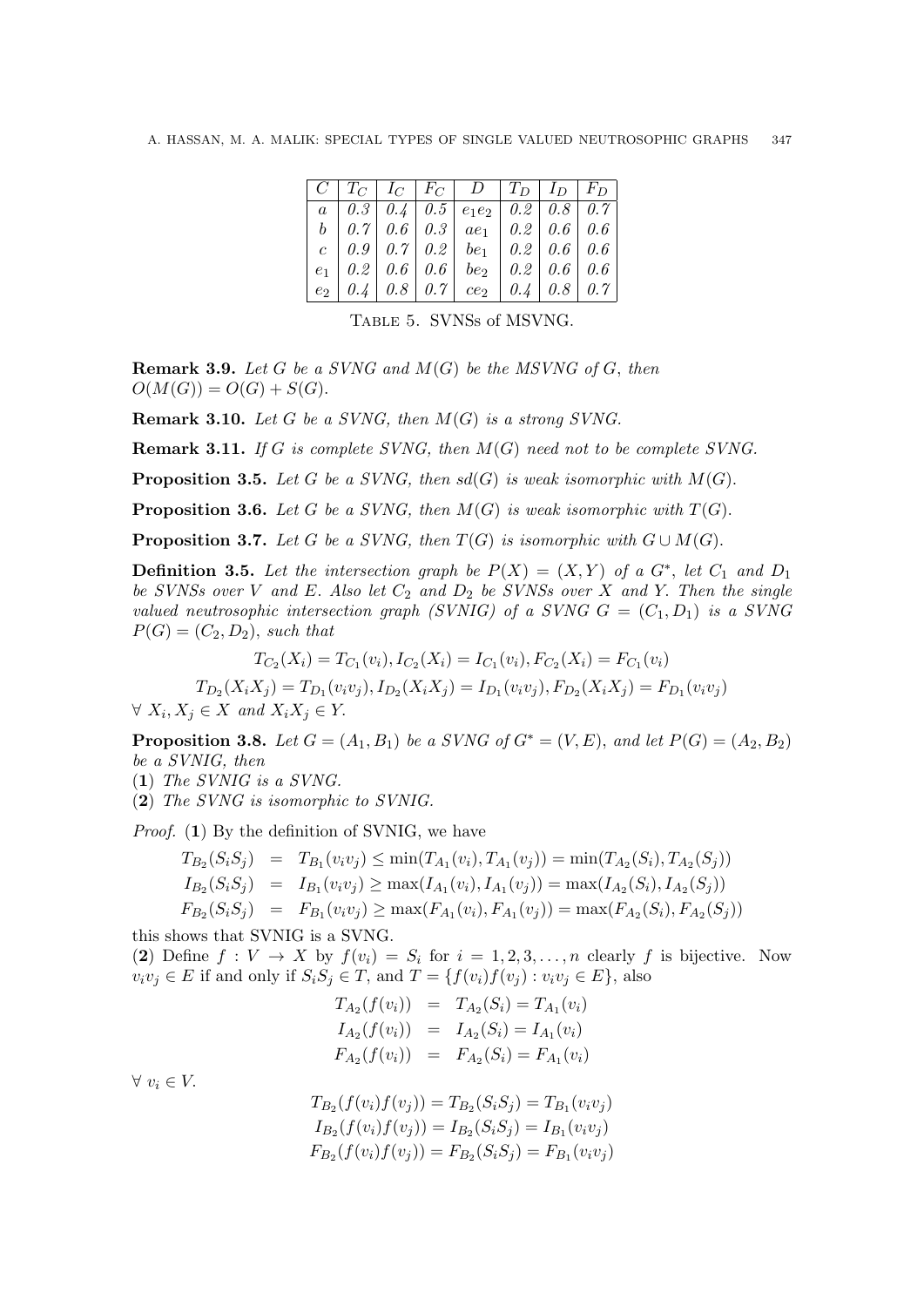| $C$ | $T_C$ | $I_C$ | $F_C$ | $D$ | $T_D$ | $I_D$ | $F_D$ |
|---|---|---|---|---|---|---|---|
| $a$ | 0.3 | 0.4 | 0.5 | $e_1e_2$ | 0.2 | 0.8 | 0.7 |
| $b$ | 0.7 | 0.6 | 0.3 | $ae_1$ | 0.2 | 0.6 | 0.6 |
| $c$ | 0.9 | 0.7 | 0.2 | $be_1$ | 0.2 | 0.6 | 0.6 |
| $e_1$ | 0.2 | 0.6 | 0.6 | $be_2$ | 0.2 | 0.6 | 0.6 |
| $e_2$ | 0.4 | 0.8 | 0.7 | $ce_2$ | 0.4 | 0.8 | 0.7 |

Table 5. SVNSs of MSVNG.

**Remark 3.9.** *Let $G$ be a SVNG and $M(G)$ be the MSVNG of $G$, then $O(M(G)) = O(G) + S(G)$.*

**Remark 3.10.** *Let $G$ be a SVNG, then $M(G)$ is a strong SVNG.*

**Remark 3.11.** *If $G$ is complete SVNG, then $M(G)$ need not to be complete SVNG.*

**Proposition 3.5.** *Let $G$ be a SVNG, then $sd(G)$ is weak isomorphic with $M(G)$.*

**Proposition 3.6.** *Let $G$ be a SVNG, then $M(G)$ is weak isomorphic with $T(G)$.*

**Proposition 3.7.** *Let $G$ be a SVNG, then $T(G)$ is isomorphic with $G \cup M(G)$.*

**Definition 3.5.** *Let the intersection graph be $P(X) = (X, Y)$ of a $G^*$, let $C_1$ and $D_1$ be SVNSs over $V$ and $E$. Also let $C_2$ and $D_2$ be SVNSs over $X$ and $Y$. Then the single valued neutrosophic intersection graph (SVNIG) of a SVNG $G = (C_1, D_1)$ is a SVNG $P(G) = (C_2, D_2)$, such that*

$$T_{C_2}(X_i) = T_{C_1}(v_i), I_{C_2}(X_i) = I_{C_1}(v_i), F_{C_2}(X_i) = F_{C_1}(v_i)$$

$$T_{D_2}(X_iX_j) = T_{D_1}(v_iv_j), I_{D_2}(X_iX_j) = I_{D_1}(v_iv_j), F_{D_2}(X_iX_j) = F_{D_1}(v_iv_j)$$

*$\forall\ X_i, X_j \in X$ and $X_iX_j \in Y$.*

**Proposition 3.8.** *Let $G = (A_1, B_1)$ be a SVNG of $G^* = (V, E)$, and let $P(G) = (A_2, B_2)$ be a SVNIG, then*

(**1**) *The SVNIG is a SVNG.*

(**2**) *The SVNG is isomorphic to SVNIG.*

*Proof.* (**1**) By the definition of SVNIG, we have

$$\begin{aligned}
T_{B_2}(S_iS_j) &= T_{B_1}(v_iv_j) \leq \min(T_{A_1}(v_i), T_{A_1}(v_j)) = \min(T_{A_2}(S_i), T_{A_2}(S_j)) \\
I_{B_2}(S_iS_j) &= I_{B_1}(v_iv_j) \geq \max(I_{A_1}(v_i), I_{A_1}(v_j)) = \max(I_{A_2}(S_i), I_{A_2}(S_j)) \\
F_{B_2}(S_iS_j) &= F_{B_1}(v_iv_j) \geq \max(F_{A_1}(v_i), F_{A_1}(v_j)) = \max(F_{A_2}(S_i), F_{A_2}(S_j))
\end{aligned}$$

this shows that SVNIG is a SVNG.

(**2**) Define $f : V \to X$ by $f(v_i) = S_i$ for $i = 1, 2, 3, \ldots, n$ clearly $f$ is bijective. Now $v_iv_j \in E$ if and only if $S_iS_j \in T$, and $T = \{f(v_i)f(v_j) : v_iv_j \in E\}$, also

$$\begin{aligned}
T_{A_2}(f(v_i)) &= T_{A_2}(S_i) = T_{A_1}(v_i) \\
I_{A_2}(f(v_i)) &= I_{A_2}(S_i) = I_{A_1}(v_i) \\
F_{A_2}(f(v_i)) &= F_{A_2}(S_i) = F_{A_1}(v_i)
\end{aligned}$$

$\forall\ v_i \in V$.

$$T_{B_2}(f(v_i)f(v_j)) = T_{B_2}(S_iS_j) = T_{B_1}(v_iv_j)$$
$$I_{B_2}(f(v_i)f(v_j)) = I_{B_2}(S_iS_j) = I_{B_1}(v_iv_j)$$
$$F_{B_2}(f(v_i)f(v_j)) = F_{B_2}(S_iS_j) = F_{B_1}(v_iv_j)$$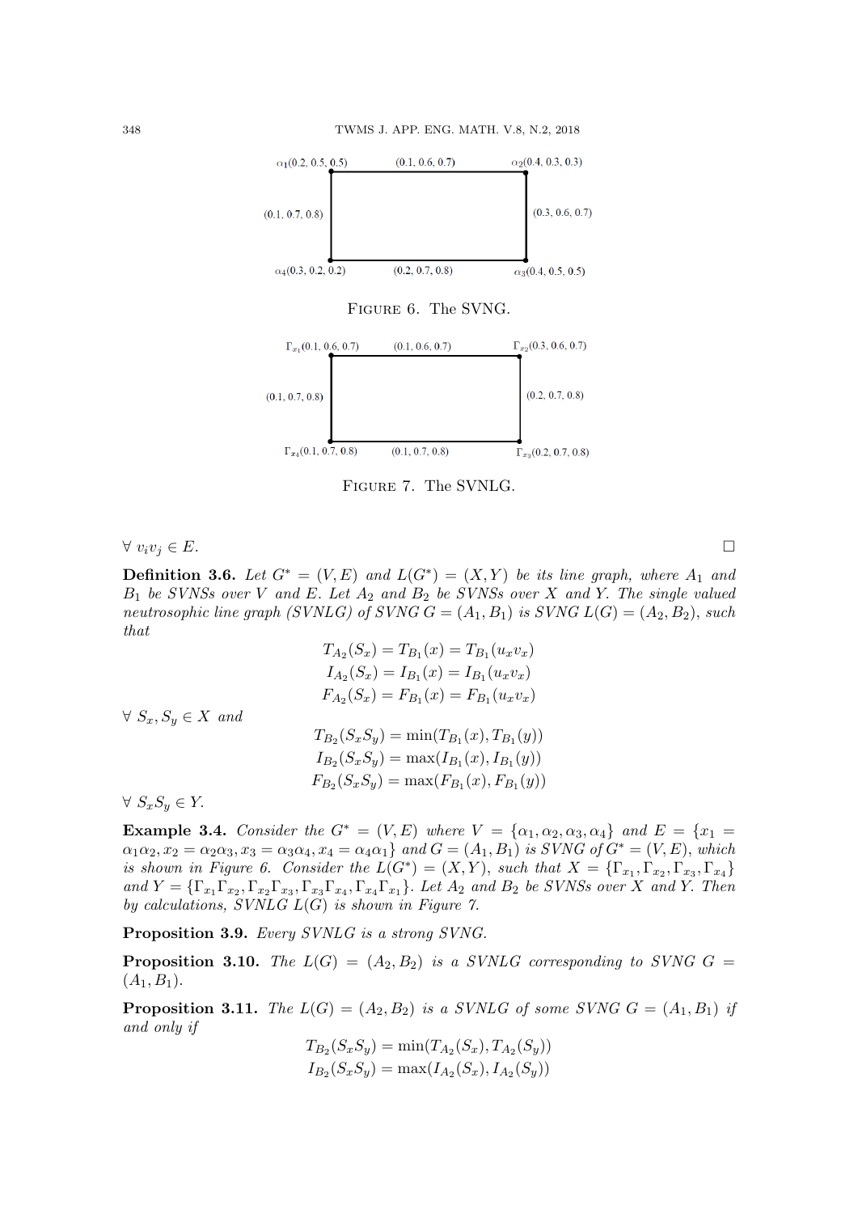FIGURE 6. The SVNG.

FIGURE 7. The SVNLG.

$\forall\ v_iv_j \in E$. $\square$

**Definition 3.6.** *Let $G^* = (V, E)$ and $L(G^*) = (X, Y)$ be its line graph, where $A_1$ and $B_1$ be SVNSs over $V$ and $E$. Let $A_2$ and $B_2$ be SVNSs over $X$ and $Y$. The single valued neutrosophic line graph (SVNLG) of SVNG $G = (A_1, B_1)$ is SVNG $L(G) = (A_2, B_2)$, such that*

$$T_{A_2}(S_x) = T_{B_1}(x) = T_{B_1}(u_xv_x)$$
$$I_{A_2}(S_x) = I_{B_1}(x) = I_{B_1}(u_xv_x)$$
$$F_{A_2}(S_x) = F_{B_1}(x) = F_{B_1}(u_xv_x)$$

*$\forall\ S_x, S_y \in X$ and*

$$T_{B_2}(S_xS_y) = \min(T_{B_1}(x), T_{B_1}(y))$$
$$I_{B_2}(S_xS_y) = \max(I_{B_1}(x), I_{B_1}(y))$$
$$F_{B_2}(S_xS_y) = \max(F_{B_1}(x), F_{B_1}(y))$$

*$\forall\ S_xS_y \in Y$.*

**Example 3.4.** *Consider the $G^* = (V, E)$ where $V = \{\alpha_1, \alpha_2, \alpha_3, \alpha_4\}$ and $E = \{x_1 = \alpha_1\alpha_2, x_2 = \alpha_2\alpha_3, x_3 = \alpha_3\alpha_4, x_4 = \alpha_4\alpha_1\}$ and $G = (A_1, B_1)$ is SVNG of $G^* = (V, E)$, which is shown in Figure 6. Consider the $L(G^*) = (X, Y)$, such that $X = \{\Gamma_{x_1}, \Gamma_{x_2}, \Gamma_{x_3}, \Gamma_{x_4}\}$ and $Y = \{\Gamma_{x_1}\Gamma_{x_2}, \Gamma_{x_2}\Gamma_{x_3}, \Gamma_{x_3}\Gamma_{x_4}, \Gamma_{x_4}\Gamma_{x_1}\}$. Let $A_2$ and $B_2$ be SVNSs over $X$ and $Y$. Then by calculations, SVNLG $L(G)$ is shown in Figure 7.*

**Proposition 3.9.** *Every SVNLG is a strong SVNG.*

**Proposition 3.10.** *The $L(G) = (A_2, B_2)$ is a SVNLG corresponding to SVNG $G = (A_1, B_1)$.*

**Proposition 3.11.** *The $L(G) = (A_2, B_2)$ is a SVNLG of some SVNG $G = (A_1, B_1)$ if and only if*

$$T_{B_2}(S_xS_y) = \min(T_{A_2}(S_x), T_{A_2}(S_y))$$
$$I_{B_2}(S_xS_y) = \max(I_{A_2}(S_x), I_{A_2}(S_y))$$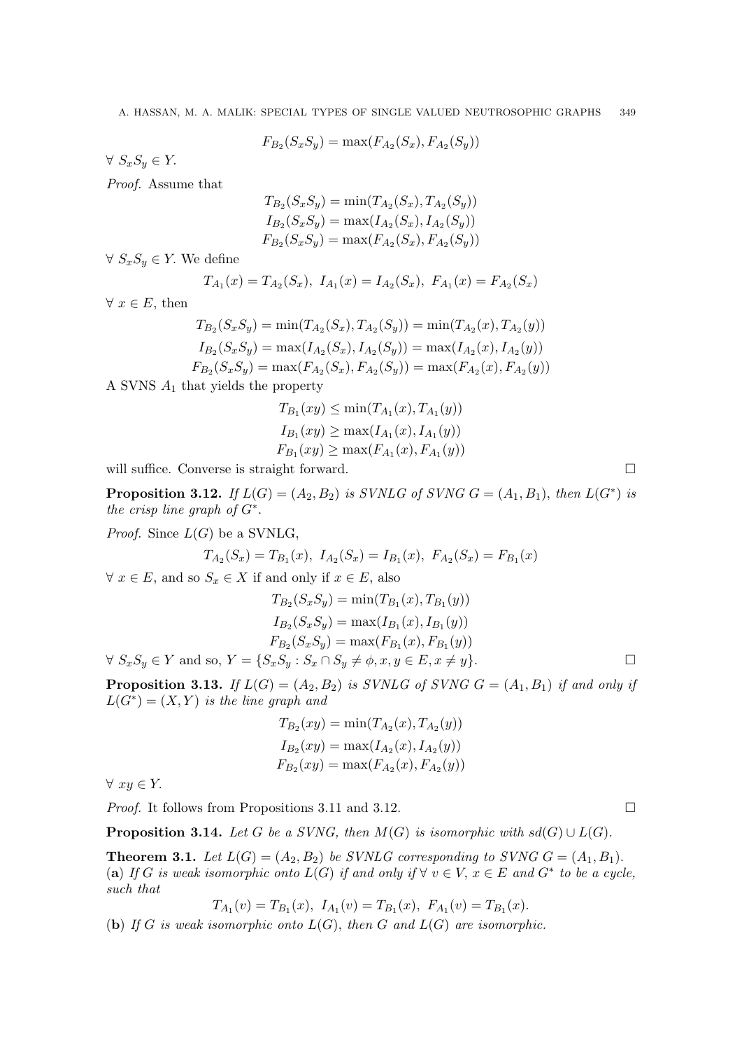$$F_{B_2}(S_xS_y) = \max(F_{A_2}(S_x), F_{A_2}(S_y))$$

$\forall\ S_xS_y \in Y$.

*Proof.* Assume that

$$T_{B_2}(S_xS_y) = \min(T_{A_2}(S_x), T_{A_2}(S_y))$$
$$I_{B_2}(S_xS_y) = \max(I_{A_2}(S_x), I_{A_2}(S_y))$$
$$F_{B_2}(S_xS_y) = \max(F_{A_2}(S_x), F_{A_2}(S_y))$$

$\forall\ S_xS_y \in Y$. We define

$$T_{A_1}(x) = T_{A_2}(S_x),\ I_{A_1}(x) = I_{A_2}(S_x),\ F_{A_1}(x) = F_{A_2}(S_x)$$

$\forall\ x \in E$, then

$$T_{B_2}(S_xS_y) = \min(T_{A_2}(S_x), T_{A_2}(S_y)) = \min(T_{A_2}(x), T_{A_2}(y))$$
$$I_{B_2}(S_xS_y) = \max(I_{A_2}(S_x), I_{A_2}(S_y)) = \max(I_{A_2}(x), I_{A_2}(y))$$
$$F_{B_2}(S_xS_y) = \max(F_{A_2}(S_x), F_{A_2}(S_y)) = \max(F_{A_2}(x), F_{A_2}(y))$$

A SVNS $A_1$ that yields the property

$$T_{B_1}(xy) \leq \min(T_{A_1}(x), T_{A_1}(y))$$
$$I_{B_1}(xy) \geq \max(I_{A_1}(x), I_{A_1}(y))$$
$$F_{B_1}(xy) \geq \max(F_{A_1}(x), F_{A_1}(y))$$

will suffice. Converse is straight forward. □

**Proposition 3.12.** *If $L(G) = (A_2, B_2)$ is SVNLG of SVNG $G = (A_1, B_1)$, then $L(G^*)$ is the crisp line graph of $G^*$.*

*Proof.* Since $L(G)$ be a SVNLG,

$$T_{A_2}(S_x) = T_{B_1}(x),\ I_{A_2}(S_x) = I_{B_1}(x),\ F_{A_2}(S_x) = F_{B_1}(x)$$

$\forall\ x \in E$, and so $S_x \in X$ if and only if $x \in E$, also

$$T_{B_2}(S_xS_y) = \min(T_{B_1}(x), T_{B_1}(y))$$
$$I_{B_2}(S_xS_y) = \max(I_{B_1}(x), I_{B_1}(y))$$
$$F_{B_2}(S_xS_y) = \max(F_{B_1}(x), F_{B_1}(y))$$

$\forall\ S_xS_y \in Y$ and so, $Y = \{S_xS_y : S_x \cap S_y \neq \phi, x, y \in E, x \neq y\}$. □

**Proposition 3.13.** *If $L(G) = (A_2, B_2)$ is SVNLG of SVNG $G = (A_1, B_1)$ if and only if $L(G^*) = (X, Y)$ is the line graph and*

$$T_{B_2}(xy) = \min(T_{A_2}(x), T_{A_2}(y))$$
$$I_{B_2}(xy) = \max(I_{A_2}(x), I_{A_2}(y))$$
$$F_{B_2}(xy) = \max(F_{A_2}(x), F_{A_2}(y))$$

$\forall\ xy \in Y$.

*Proof.* It follows from Propositions 3.11 and 3.12. □

**Proposition 3.14.** *Let $G$ be a SVNG, then $M(G)$ is isomorphic with $sd(G) \cup L(G)$.*

**Theorem 3.1.** *Let $L(G) = (A_2, B_2)$ be SVNLG corresponding to SVNG $G = (A_1, B_1)$.*
(**a**) *If $G$ is weak isomorphic onto $L(G)$ if and only if $\forall\ v \in V$, $x \in E$ and $G^*$ to be a cycle, such that*

$$T_{A_1}(v) = T_{B_1}(x),\ I_{A_1}(v) = T_{B_1}(x),\ F_{A_1}(v) = T_{B_1}(x).$$

(**b**) *If $G$ is weak isomorphic onto $L(G)$, then $G$ and $L(G)$ are isomorphic.*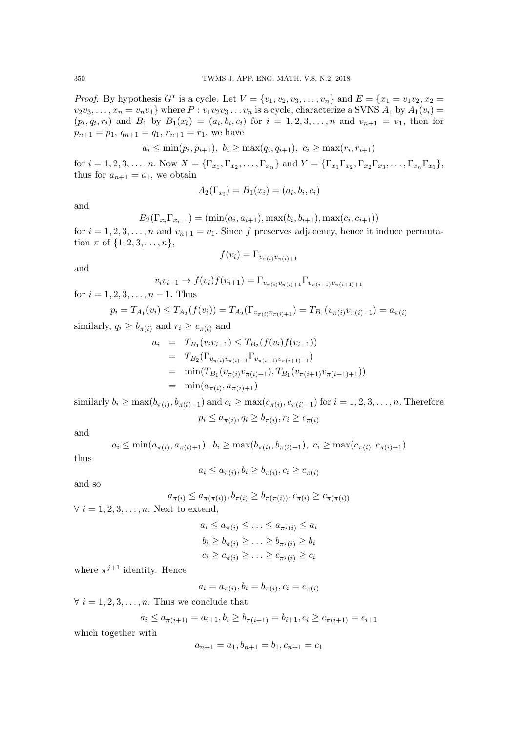*Proof.* By hypothesis $G^*$ is a cycle. Let $V = \{v_1, v_2, v_3, \dots, v_n\}$ and $E = \{x_1 = v_1v_2, x_2 = v_2v_3, \dots, x_n = v_nv_1\}$ where $P : v_1v_2v_3 \dots v_n$ is a cycle, characterize a SVNS $A_1$ by $A_1(v_i) = (p_i, q_i, r_i)$ and $B_1$ by $B_1(x_i) = (a_i, b_i, c_i)$ for $i = 1, 2, 3, \dots, n$ and $v_{n+1} = v_1$, then for $p_{n+1} = p_1$, $q_{n+1} = q_1$, $r_{n+1} = r_1$, we have

$$a_i \leq \min(p_i, p_{i+1}),\ b_i \geq \max(q_i, q_{i+1}),\ c_i \geq \max(r_i, r_{i+1})$$

for $i = 1, 2, 3, \dots, n$. Now $X = \{\Gamma_{x_1}, \Gamma_{x_2}, \dots, \Gamma_{x_n}\}$ and $Y = \{\Gamma_{x_1}\Gamma_{x_2}, \Gamma_{x_2}\Gamma_{x_3}, \dots, \Gamma_{x_n}\Gamma_{x_1}\}$, thus for $a_{n+1} = a_1$, we obtain

$$A_2(\Gamma_{x_i}) = B_1(x_i) = (a_i, b_i, c_i)$$

and

$$B_2(\Gamma_{x_i}\Gamma_{x_{i+1}}) = (\min(a_i, a_{i+1}), \max(b_i, b_{i+1}), \max(c_i, c_{i+1}))$$

for $i = 1, 2, 3, \dots, n$ and $v_{n+1} = v_1$. Since $f$ preserves adjacency, hence it induce permutation $\pi$ of $\{1, 2, 3, \dots, n\}$,

$$f(v_i) = \Gamma_{v_{\pi(i)}v_{\pi(i)+1}}$$

and

$$v_iv_{i+1} \to f(v_i)f(v_{i+1}) = \Gamma_{v_{\pi(i)}v_{\pi(i)+1}}\Gamma_{v_{\pi(i+1)}v_{\pi(i+1)+1}}$$

for $i = 1, 2, 3, \dots, n-1$. Thus

$$p_i = T_{A_1}(v_i) \leq T_{A_2}(f(v_i)) = T_{A_2}(\Gamma_{v_{\pi(i)}v_{\pi(i)+1}}) = T_{B_1}(v_{\pi(i)}v_{\pi(i)+1}) = a_{\pi(i)}$$

similarly, $q_i \geq b_{\pi(i)}$ and $r_i \geq c_{\pi(i)}$ and

$$\begin{aligned}
a_i &= T_{B_1}(v_iv_{i+1}) \leq T_{B_2}(f(v_i)f(v_{i+1})) \\
&= T_{B_2}(\Gamma_{v_{\pi(i)}v_{\pi(i)+1}}\Gamma_{v_{\pi(i+1)}v_{\pi(i+1)+1}}) \\
&= \min(T_{B_1}(v_{\pi(i)}v_{\pi(i)+1}), T_{B_1}(v_{\pi(i+1)}v_{\pi(i+1)+1})) \\
&= \min(a_{\pi(i)}, a_{\pi(i)+1})
\end{aligned}$$

similarly $b_i \geq \max(b_{\pi(i)}, b_{\pi(i)+1})$ and $c_i \geq \max(c_{\pi(i)}, c_{\pi(i)+1})$ for $i = 1, 2, 3, \dots, n$. Therefore

$$p_i \leq a_{\pi(i)}, q_i \geq b_{\pi(i)}, r_i \geq c_{\pi(i)}$$

and

$$a_i \leq \min(a_{\pi(i)}, a_{\pi(i)+1}),\ b_i \geq \max(b_{\pi(i)}, b_{\pi(i)+1}),\ c_i \geq \max(c_{\pi(i)}, c_{\pi(i)+1})$$

thus

$$a_i \leq a_{\pi(i)}, b_i \geq b_{\pi(i)}, c_i \geq c_{\pi(i)}$$

and so

$$a_{\pi(i)} \leq a_{\pi(\pi(i))}, b_{\pi(i)} \geq b_{\pi(\pi(i))}, c_{\pi(i)} \geq c_{\pi(\pi(i))}$$

$\forall\ i = 1, 2, 3, \dots, n$. Next to extend,

$$a_i \leq a_{\pi(i)} \leq \dots \leq a_{\pi^j(i)} \leq a_i$$
$$b_i \geq b_{\pi(i)} \geq \dots \geq b_{\pi^j(i)} \geq b_i$$
$$c_i \geq c_{\pi(i)} \geq \dots \geq c_{\pi^j(i)} \geq c_i$$

where $\pi^{j+1}$ identity. Hence

$$a_i = a_{\pi(i)}, b_i = b_{\pi(i)}, c_i = c_{\pi(i)}$$

$\forall\ i = 1, 2, 3, \dots, n$. Thus we conclude that

$$a_i \leq a_{\pi(i+1)} = a_{i+1}, b_i \geq b_{\pi(i+1)} = b_{i+1}, c_i \geq c_{\pi(i+1)} = c_{i+1}$$

which together with

$$a_{n+1} = a_1, b_{n+1} = b_1, c_{n+1} = c_1$$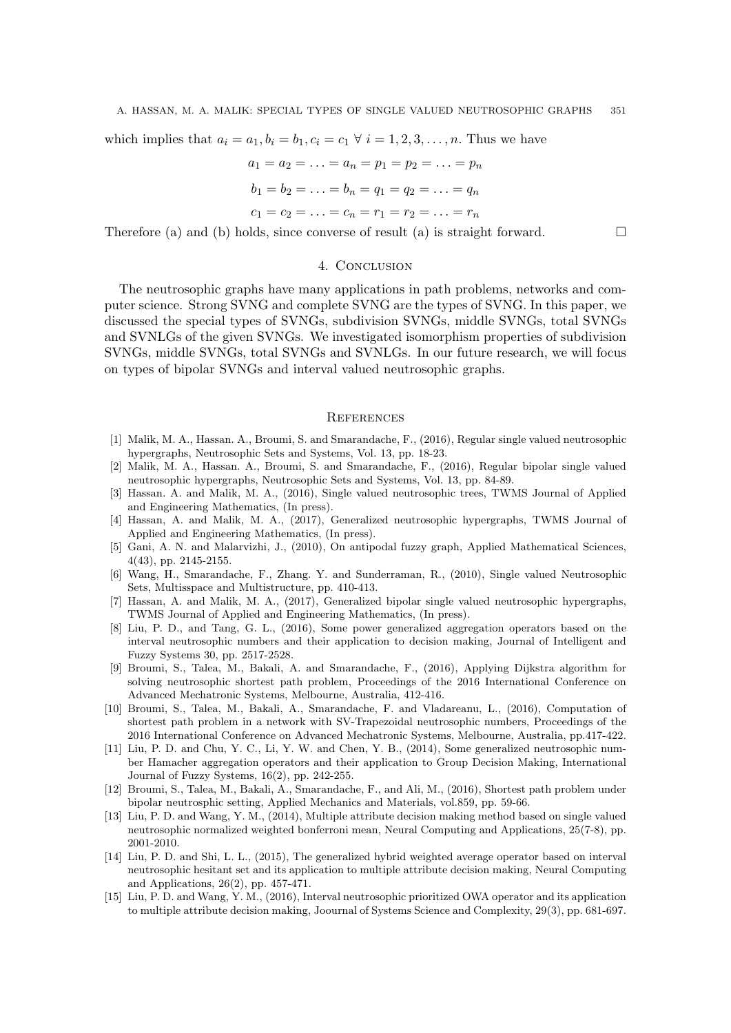which implies that $a_i = a_1, b_i = b_1, c_i = c_1 \ \forall\ i = 1, 2, 3, \ldots, n$. Thus we have

$$a_1 = a_2 = \ldots = a_n = p_1 = p_2 = \ldots = p_n$$

$$b_1 = b_2 = \ldots = b_n = q_1 = q_2 = \ldots = q_n$$

$$c_1 = c_2 = \ldots = c_n = r_1 = r_2 = \ldots = r_n$$

Therefore (a) and (b) holds, since converse of result (a) is straight forward. □

## 4. Conclusion

The neutrosophic graphs have many applications in path problems, networks and computer science. Strong SVNG and complete SVNG are the types of SVNG. In this paper, we discussed the special types of SVNGs, subdivision SVNGs, middle SVNGs, total SVNGs and SVNLGs of the given SVNGs. We investigated isomorphism properties of subdivision SVNGs, middle SVNGs, total SVNGs and SVNLGs. In our future research, we will focus on types of bipolar SVNGs and interval valued neutrosophic graphs.

## References

[1] Malik, M. A., Hassan. A., Broumi, S. and Smarandache, F., (2016), Regular single valued neutrosophic hypergraphs, Neutrosophic Sets and Systems, Vol. 13, pp. 18-23.

[2] Malik, M. A., Hassan. A., Broumi, S. and Smarandache, F., (2016), Regular bipolar single valued neutrosophic hypergraphs, Neutrosophic Sets and Systems, Vol. 13, pp. 84-89.

[3] Hassan. A. and Malik, M. A., (2016), Single valued neutrosophic trees, TWMS Journal of Applied and Engineering Mathematics, (In press).

[4] Hassan, A. and Malik, M. A., (2017), Generalized neutrosophic hypergraphs, TWMS Journal of Applied and Engineering Mathematics, (In press).

[5] Gani, A. N. and Malarvizhi, J., (2010), On antipodal fuzzy graph, Applied Mathematical Sciences, 4(43), pp. 2145-2155.

[6] Wang, H., Smarandache, F., Zhang. Y. and Sunderraman, R., (2010), Single valued Neutrosophic Sets, Multisspace and Multistructure, pp. 410-413.

[7] Hassan, A. and Malik, M. A., (2017), Generalized bipolar single valued neutrosophic hypergraphs, TWMS Journal of Applied and Engineering Mathematics, (In press).

[8] Liu, P. D., and Tang, G. L., (2016), Some power generalized aggregation operators based on the interval neutrosophic numbers and their application to decision making, Journal of Intelligent and Fuzzy Systems 30, pp. 2517-2528.

[9] Broumi, S., Talea, M., Bakali, A. and Smarandache, F., (2016), Applying Dijkstra algorithm for solving neutrosophic shortest path problem, Proceedings of the 2016 International Conference on Advanced Mechatronic Systems, Melbourne, Australia, 412-416.

[10] Broumi, S., Talea, M., Bakali, A., Smarandache, F. and Vladareanu, L., (2016), Computation of shortest path problem in a network with SV-Trapezoidal neutrosophic numbers, Proceedings of the 2016 International Conference on Advanced Mechatronic Systems, Melbourne, Australia, pp.417-422.

[11] Liu, P. D. and Chu, Y. C., Li, Y. W. and Chen, Y. B., (2014), Some generalized neutrosophic number Hamacher aggregation operators and their application to Group Decision Making, International Journal of Fuzzy Systems, 16(2), pp. 242-255.

[12] Broumi, S., Talea, M., Bakali, A., Smarandache, F., and Ali, M., (2016), Shortest path problem under bipolar neutrosphic setting, Applied Mechanics and Materials, vol.859, pp. 59-66.

[13] Liu, P. D. and Wang, Y. M., (2014), Multiple attribute decision making method based on single valued neutrosophic normalized weighted bonferroni mean, Neural Computing and Applications, 25(7-8), pp. 2001-2010.

[14] Liu, P. D. and Shi, L. L., (2015), The generalized hybrid weighted average operator based on interval neutrosophic hesitant set and its application to multiple attribute decision making, Neural Computing and Applications, 26(2), pp. 457-471.

[15] Liu, P. D. and Wang, Y. M., (2016), Interval neutrosophic prioritized OWA operator and its application to multiple attribute decision making, Joournal of Systems Science and Complexity, 29(3), pp. 681-697.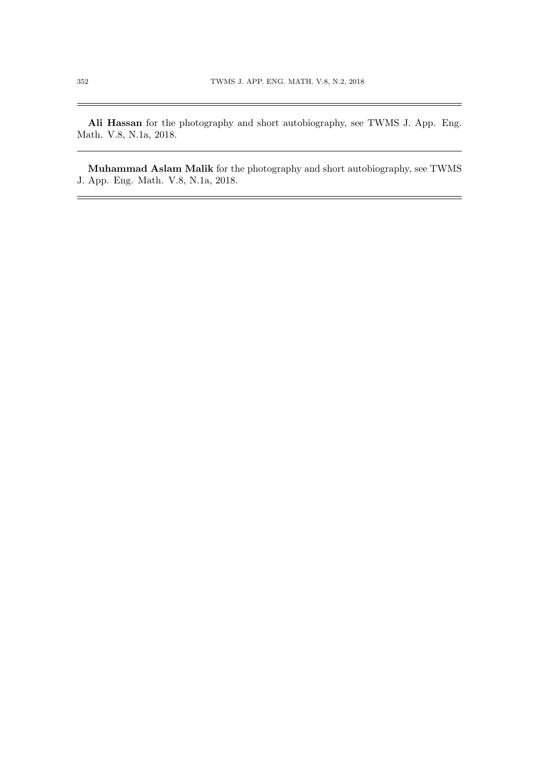**Ali Hassan** for the photography and short autobiography, see TWMS J. App. Eng. Math. V.8, N.1a, 2018.

---

**Muhammad Aslam Malik** for the photography and short autobiography, see TWMS J. App. Eng. Math. V.8, N.1a, 2018.